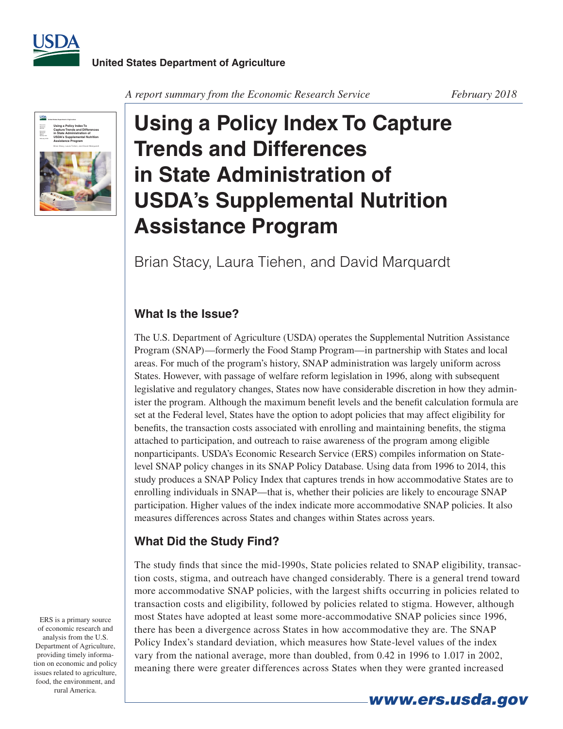United States Department of Agriculture

*A report summary from the Economic Research Service* *February 2018*

# Using a Policy Index To Capture Trends and Differences in State Administration of USDA's Supplemental Nutrition Assistance Program

Brian Stacy, Laura Tiehen, and David Marquardt

## What Is the Issue?

The U.S. Department of Agriculture (USDA) operates the Supplemental Nutrition Assistance Program (SNAP)—formerly the Food Stamp Program—in partnership with States and local areas. For much of the program's history, SNAP administration was largely uniform across States. However, with passage of welfare reform legislation in 1996, along with subsequent legislative and regulatory changes, States now have considerable discretion in how they administer the program. Although the maximum benefit levels and the benefit calculation formula are set at the Federal level, States have the option to adopt policies that may affect eligibility for benefits, the transaction costs associated with enrolling and maintaining benefits, the stigma attached to participation, and outreach to raise awareness of the program among eligible nonparticipants. USDA's Economic Research Service (ERS) compiles information on State-level SNAP policy changes in its SNAP Policy Database. Using data from 1996 to 2014, this study produces a SNAP Policy Index that captures trends in how accommodative States are to enrolling individuals in SNAP—that is, whether their policies are likely to encourage SNAP participation. Higher values of the index indicate more accommodative SNAP policies. It also measures differences across States and changes within States across years.

## What Did the Study Find?

The study finds that since the mid-1990s, State policies related to SNAP eligibility, transaction costs, stigma, and outreach have changed considerably. There is a general trend toward more accommodative SNAP policies, with the largest shifts occurring in policies related to transaction costs and eligibility, followed by policies related to stigma. However, although most States have adopted at least some more-accommodative SNAP policies since 1996, there has been a divergence across States in how accommodative they are. The SNAP Policy Index's standard deviation, which measures how State-level values of the index vary from the national average, more than doubled, from 0.42 in 1996 to 1.017 in 2002, meaning there were greater differences across States when they were granted increased

ERS is a primary source of economic research and analysis from the U.S. Department of Agriculture, providing timely information on economic and policy issues related to agriculture, food, the environment, and rural America.

www.ers.usda.gov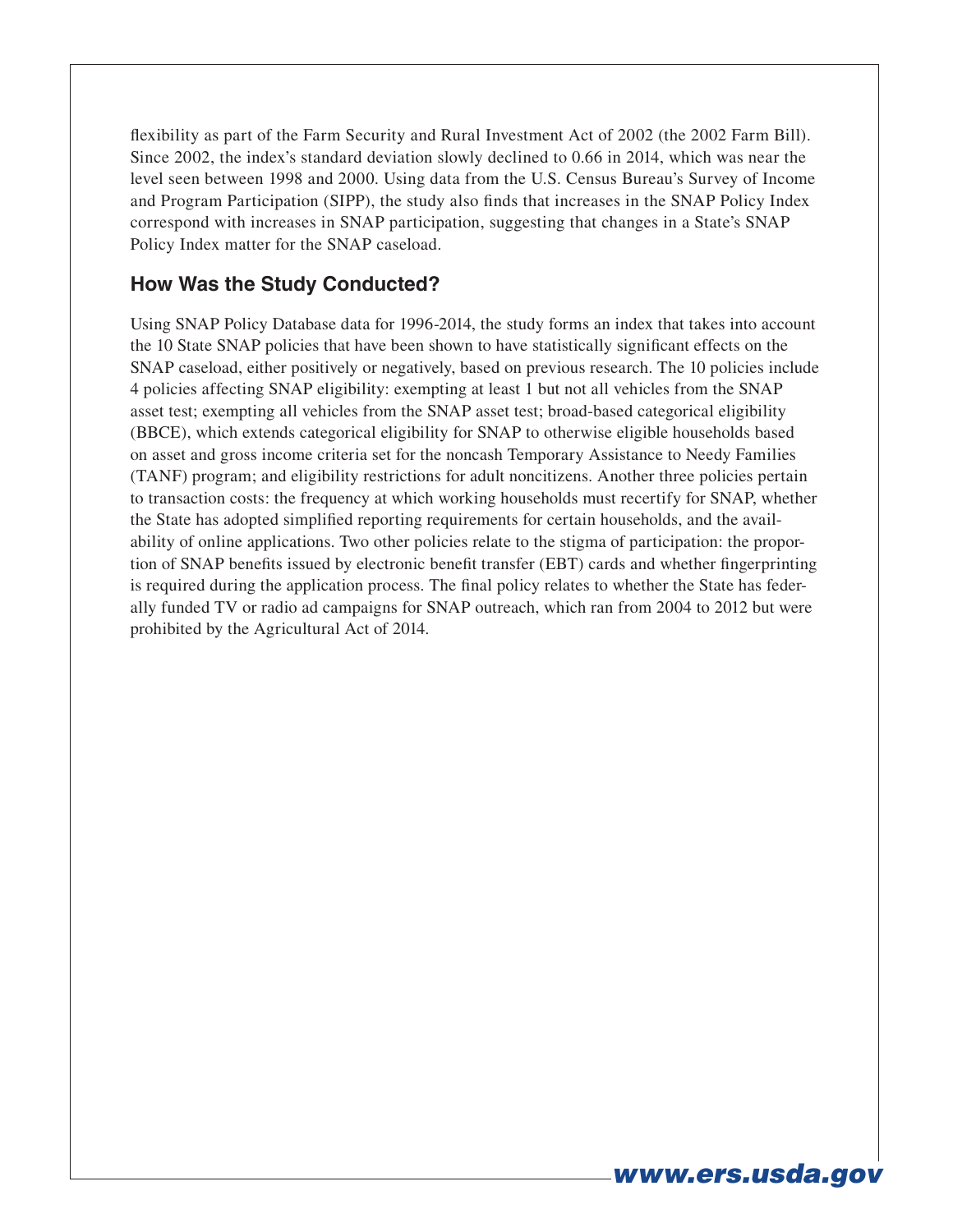flexibility as part of the Farm Security and Rural Investment Act of 2002 (the 2002 Farm Bill). Since 2002, the index's standard deviation slowly declined to 0.66 in 2014, which was near the level seen between 1998 and 2000. Using data from the U.S. Census Bureau's Survey of Income and Program Participation (SIPP), the study also finds that increases in the SNAP Policy Index correspond with increases in SNAP participation, suggesting that changes in a State's SNAP Policy Index matter for the SNAP caseload.

## How Was the Study Conducted?

Using SNAP Policy Database data for 1996-2014, the study forms an index that takes into account the 10 State SNAP policies that have been shown to have statistically significant effects on the SNAP caseload, either positively or negatively, based on previous research. The 10 policies include 4 policies affecting SNAP eligibility: exempting at least 1 but not all vehicles from the SNAP asset test; exempting all vehicles from the SNAP asset test; broad-based categorical eligibility (BBCE), which extends categorical eligibility for SNAP to otherwise eligible households based on asset and gross income criteria set for the noncash Temporary Assistance to Needy Families (TANF) program; and eligibility restrictions for adult noncitizens. Another three policies pertain to transaction costs: the frequency at which working households must recertify for SNAP, whether the State has adopted simplified reporting requirements for certain households, and the availability of online applications. Two other policies relate to the stigma of participation: the proportion of SNAP benefits issued by electronic benefit transfer (EBT) cards and whether fingerprinting is required during the application process. The final policy relates to whether the State has federally funded TV or radio ad campaigns for SNAP outreach, which ran from 2004 to 2012 but were prohibited by the Agricultural Act of 2014.